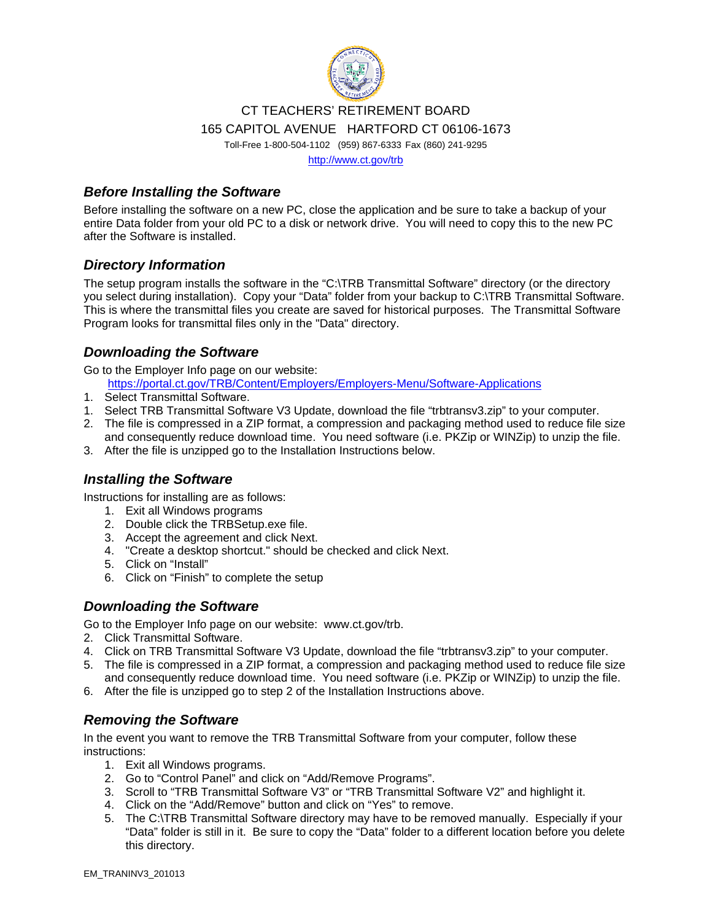CT TEACHERS' RETIREMENT BOARD

165 CAPITOL AVENUE   HARTFORD CT 06106-1673

Toll-Free 1-800-504-1102   (959) 867-6333 Fax (860) 241-9295

http://www.ct.gov/trb

## *Before Installing the Software*

Before installing the software on a new PC, close the application and be sure to take a backup of your entire Data folder from your old PC to a disk or network drive. You will need to copy this to the new PC after the Software is installed.

## *Directory Information*

The setup program installs the software in the "C:\TRB Transmittal Software" directory (or the directory you select during installation). Copy your "Data" folder from your backup to C:\TRB Transmittal Software. This is where the transmittal files you create are saved for historical purposes. The Transmittal Software Program looks for transmittal files only in the "Data" directory.

## *Downloading the Software*

Go to the Employer Info page on our website:
https://portal.ct.gov/TRB/Content/Employers/Employers-Menu/Software-Applications

1. Select Transmittal Software.
1. Select TRB Transmittal Software V3 Update, download the file "trbtransv3.zip" to your computer.
2. The file is compressed in a ZIP format, a compression and packaging method used to reduce file size and consequently reduce download time. You need software (i.e. PKZip or WINZip) to unzip the file.
3. After the file is unzipped go to the Installation Instructions below.

## *Installing the Software*

Instructions for installing are as follows:

1. Exit all Windows programs
2. Double click the TRBSetup.exe file.
3. Accept the agreement and click Next.
4. "Create a desktop shortcut." should be checked and click Next.
5. Click on "Install"
6. Click on "Finish" to complete the setup

## *Downloading the Software*

Go to the Employer Info page on our website: www.ct.gov/trb.

2. Click Transmittal Software.
4. Click on TRB Transmittal Software V3 Update, download the file "trbtransv3.zip" to your computer.
5. The file is compressed in a ZIP format, a compression and packaging method used to reduce file size and consequently reduce download time. You need software (i.e. PKZip or WINZip) to unzip the file.
6. After the file is unzipped go to step 2 of the Installation Instructions above.

## *Removing the Software*

In the event you want to remove the TRB Transmittal Software from your computer, follow these instructions:

1. Exit all Windows programs.
2. Go to "Control Panel" and click on "Add/Remove Programs".
3. Scroll to "TRB Transmittal Software V3" or "TRB Transmittal Software V2" and highlight it.
4. Click on the "Add/Remove" button and click on "Yes" to remove.
5. The C:\TRB Transmittal Software directory may have to be removed manually. Especially if your "Data" folder is still in it. Be sure to copy the "Data" folder to a different location before you delete this directory.

EM_TRANINV3_201013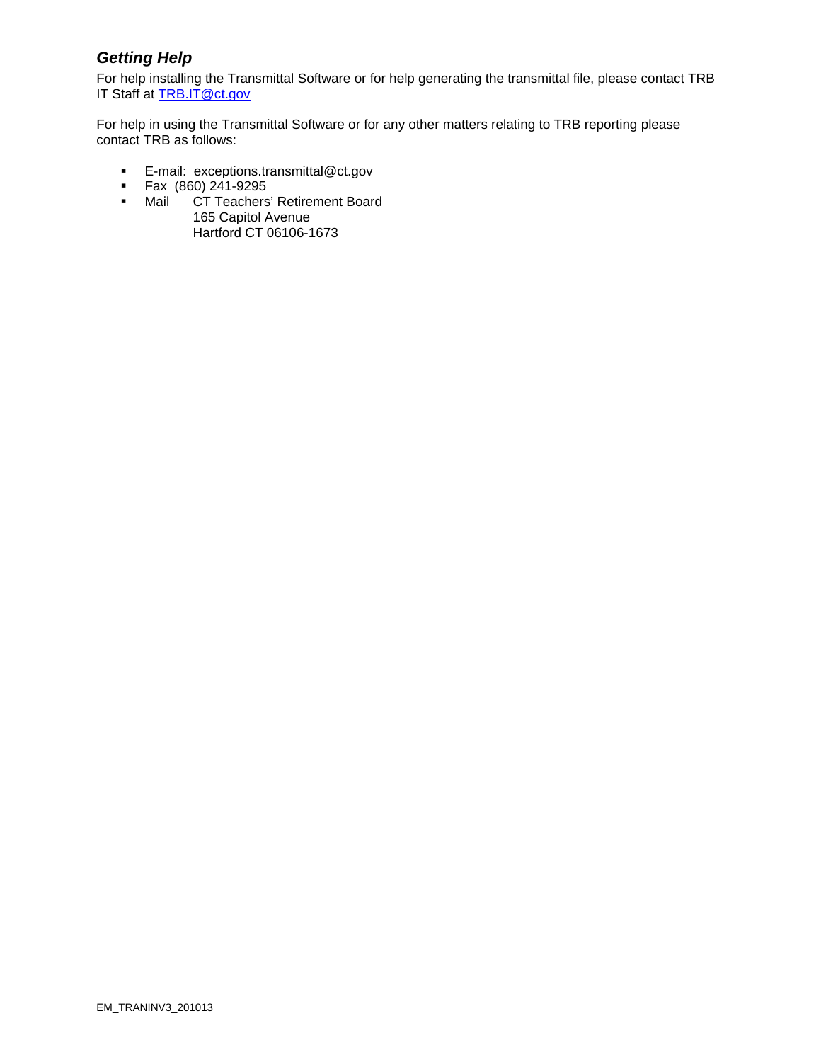### ***Getting Help***

For help installing the Transmittal Software or for help generating the transmittal file, please contact TRB IT Staff at [TRB.IT@ct.gov](mailto:TRB.IT@ct.gov)

For help in using the Transmittal Software or for any other matters relating to TRB reporting please contact TRB as follows:

- E-mail: exceptions.transmittal@ct.gov
- Fax (860) 241-9295
- Mail CT Teachers' Retirement Board
  165 Capitol Avenue
  Hartford CT 06106-1673

EM_TRANINV3_201013